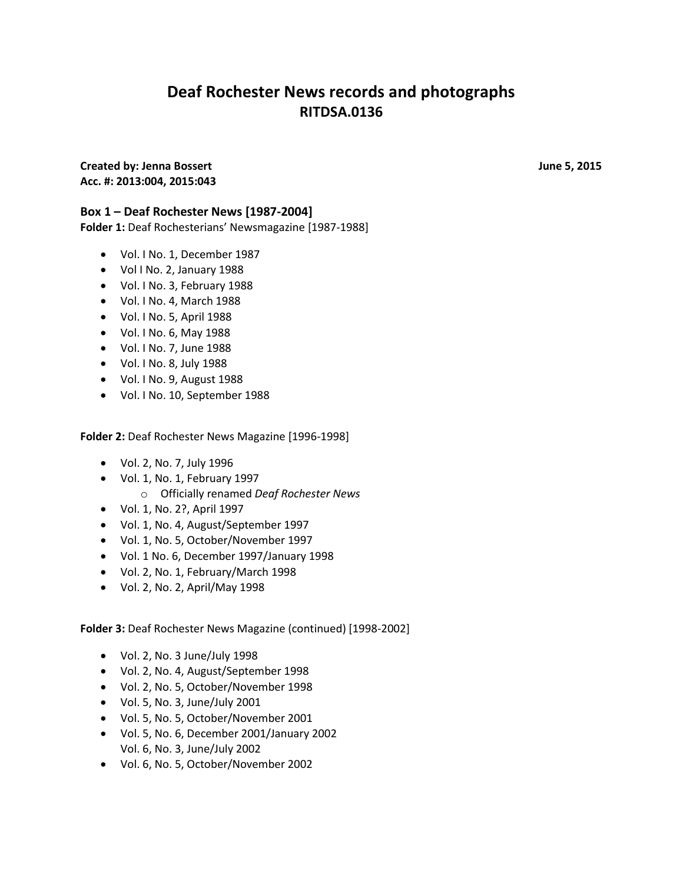# Deaf Rochester News records and photographs
## RITDSA.0136

**Created by: Jenna Bossert** **June 5, 2015**
**Acc. #: 2013:004, 2015:043**

### Box 1 – Deaf Rochester News [1987-2004]

**Folder 1:** Deaf Rochesterians' Newsmagazine [1987-1988]

- Vol. I No. 1, December 1987
- Vol I No. 2, January 1988
- Vol. I No. 3, February 1988
- Vol. I No. 4, March 1988
- Vol. I No. 5, April 1988
- Vol. I No. 6, May 1988
- Vol. I No. 7, June 1988
- Vol. I No. 8, July 1988
- Vol. I No. 9, August 1988
- Vol. I No. 10, September 1988

**Folder 2:** Deaf Rochester News Magazine [1996-1998]

- Vol. 2, No. 7, July 1996
- Vol. 1, No. 1, February 1997
  - Officially renamed *Deaf Rochester News*
- Vol. 1, No. 2?, April 1997
- Vol. 1, No. 4, August/September 1997
- Vol. 1, No. 5, October/November 1997
- Vol. 1 No. 6, December 1997/January 1998
- Vol. 2, No. 1, February/March 1998
- Vol. 2, No. 2, April/May 1998

**Folder 3:** Deaf Rochester News Magazine (continued) [1998-2002]

- Vol. 2, No. 3 June/July 1998
- Vol. 2, No. 4, August/September 1998
- Vol. 2, No. 5, October/November 1998
- Vol. 5, No. 3, June/July 2001
- Vol. 5, No. 5, October/November 2001
- Vol. 5, No. 6, December 2001/January 2002
  Vol. 6, No. 3, June/July 2002
- Vol. 6, No. 5, October/November 2002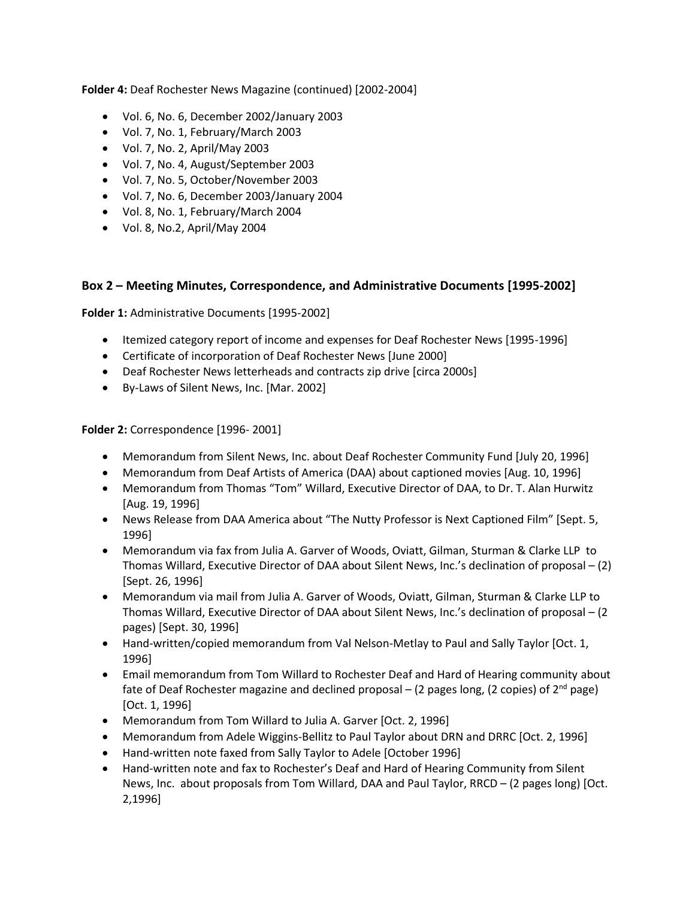**Folder 4:** Deaf Rochester News Magazine (continued) [2002-2004]

- Vol. 6, No. 6, December 2002/January 2003
- Vol. 7, No. 1, February/March 2003
- Vol. 7, No. 2, April/May 2003
- Vol. 7, No. 4, August/September 2003
- Vol. 7, No. 5, October/November 2003
- Vol. 7, No. 6, December 2003/January 2004
- Vol. 8, No. 1, February/March 2004
- Vol. 8, No.2, April/May 2004

## Box 2 – Meeting Minutes, Correspondence, and Administrative Documents [1995-2002]

**Folder 1:** Administrative Documents [1995-2002]

- Itemized category report of income and expenses for Deaf Rochester News [1995-1996]
- Certificate of incorporation of Deaf Rochester News [June 2000]
- Deaf Rochester News letterheads and contracts zip drive [circa 2000s]
- By-Laws of Silent News, Inc. [Mar. 2002]

**Folder 2:** Correspondence [1996- 2001]

- Memorandum from Silent News, Inc. about Deaf Rochester Community Fund [July 20, 1996]
- Memorandum from Deaf Artists of America (DAA) about captioned movies [Aug. 10, 1996]
- Memorandum from Thomas "Tom" Willard, Executive Director of DAA, to Dr. T. Alan Hurwitz [Aug. 19, 1996]
- News Release from DAA America about "The Nutty Professor is Next Captioned Film" [Sept. 5, 1996]
- Memorandum via fax from Julia A. Garver of Woods, Oviatt, Gilman, Sturman & Clarke LLP to Thomas Willard, Executive Director of DAA about Silent News, Inc.'s declination of proposal – (2) [Sept. 26, 1996]
- Memorandum via mail from Julia A. Garver of Woods, Oviatt, Gilman, Sturman & Clarke LLP to Thomas Willard, Executive Director of DAA about Silent News, Inc.'s declination of proposal – (2 pages) [Sept. 30, 1996]
- Hand-written/copied memorandum from Val Nelson-Metlay to Paul and Sally Taylor [Oct. 1, 1996]
- Email memorandum from Tom Willard to Rochester Deaf and Hard of Hearing community about fate of Deaf Rochester magazine and declined proposal – (2 pages long, (2 copies) of 2nd page) [Oct. 1, 1996]
- Memorandum from Tom Willard to Julia A. Garver [Oct. 2, 1996]
- Memorandum from Adele Wiggins-Bellitz to Paul Taylor about DRN and DRRC [Oct. 2, 1996]
- Hand-written note faxed from Sally Taylor to Adele [October 1996]
- Hand-written note and fax to Rochester's Deaf and Hard of Hearing Community from Silent News, Inc. about proposals from Tom Willard, DAA and Paul Taylor, RRCD – (2 pages long) [Oct. 2,1996]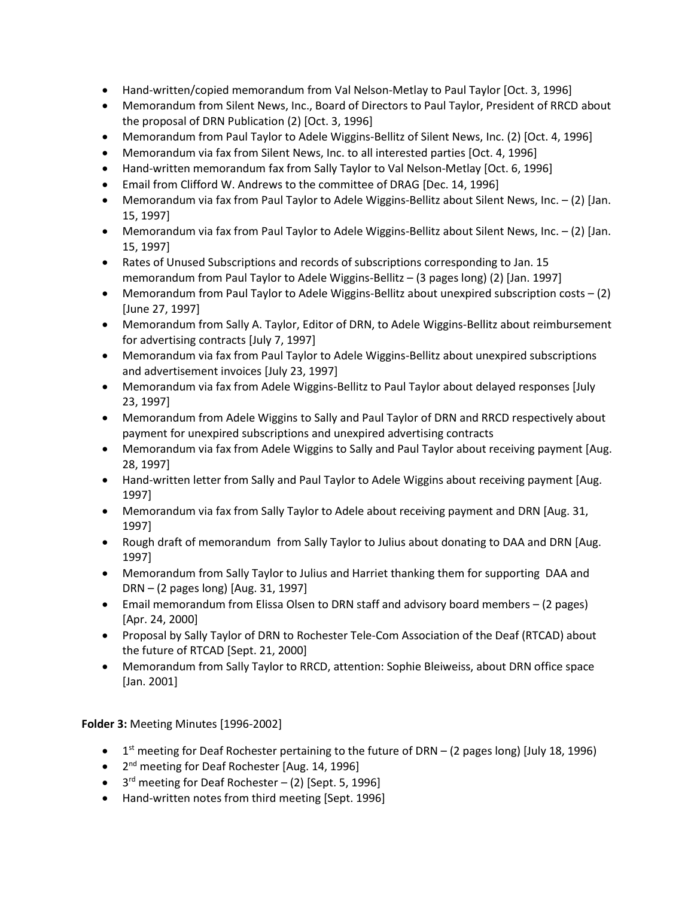- Hand-written/copied memorandum from Val Nelson-Metlay to Paul Taylor [Oct. 3, 1996]
- Memorandum from Silent News, Inc., Board of Directors to Paul Taylor, President of RRCD about the proposal of DRN Publication (2) [Oct. 3, 1996]
- Memorandum from Paul Taylor to Adele Wiggins-Bellitz of Silent News, Inc. (2) [Oct. 4, 1996]
- Memorandum via fax from Silent News, Inc. to all interested parties [Oct. 4, 1996]
- Hand-written memorandum fax from Sally Taylor to Val Nelson-Metlay [Oct. 6, 1996]
- Email from Clifford W. Andrews to the committee of DRAG [Dec. 14, 1996]
- Memorandum via fax from Paul Taylor to Adele Wiggins-Bellitz about Silent News, Inc. – (2) [Jan. 15, 1997]
- Memorandum via fax from Paul Taylor to Adele Wiggins-Bellitz about Silent News, Inc. – (2) [Jan. 15, 1997]
- Rates of Unused Subscriptions and records of subscriptions corresponding to Jan. 15 memorandum from Paul Taylor to Adele Wiggins-Bellitz – (3 pages long) (2) [Jan. 1997]
- Memorandum from Paul Taylor to Adele Wiggins-Bellitz about unexpired subscription costs – (2) [June 27, 1997]
- Memorandum from Sally A. Taylor, Editor of DRN, to Adele Wiggins-Bellitz about reimbursement for advertising contracts [July 7, 1997]
- Memorandum via fax from Paul Taylor to Adele Wiggins-Bellitz about unexpired subscriptions and advertisement invoices [July 23, 1997]
- Memorandum via fax from Adele Wiggins-Bellitz to Paul Taylor about delayed responses [July 23, 1997]
- Memorandum from Adele Wiggins to Sally and Paul Taylor of DRN and RRCD respectively about payment for unexpired subscriptions and unexpired advertising contracts
- Memorandum via fax from Adele Wiggins to Sally and Paul Taylor about receiving payment [Aug. 28, 1997]
- Hand-written letter from Sally and Paul Taylor to Adele Wiggins about receiving payment [Aug. 1997]
- Memorandum via fax from Sally Taylor to Adele about receiving payment and DRN [Aug. 31, 1997]
- Rough draft of memorandum from Sally Taylor to Julius about donating to DAA and DRN [Aug. 1997]
- Memorandum from Sally Taylor to Julius and Harriet thanking them for supporting DAA and DRN – (2 pages long) [Aug. 31, 1997]
- Email memorandum from Elissa Olsen to DRN staff and advisory board members – (2 pages) [Apr. 24, 2000]
- Proposal by Sally Taylor of DRN to Rochester Tele-Com Association of the Deaf (RTCAD) about the future of RTCAD [Sept. 21, 2000]
- Memorandum from Sally Taylor to RRCD, attention: Sophie Bleiweiss, about DRN office space [Jan. 2001]

**Folder 3:** Meeting Minutes [1996-2002]

- 1st meeting for Deaf Rochester pertaining to the future of DRN – (2 pages long) [July 18, 1996)
- 2nd meeting for Deaf Rochester [Aug. 14, 1996]
- 3rd meeting for Deaf Rochester – (2) [Sept. 5, 1996]
- Hand-written notes from third meeting [Sept. 1996]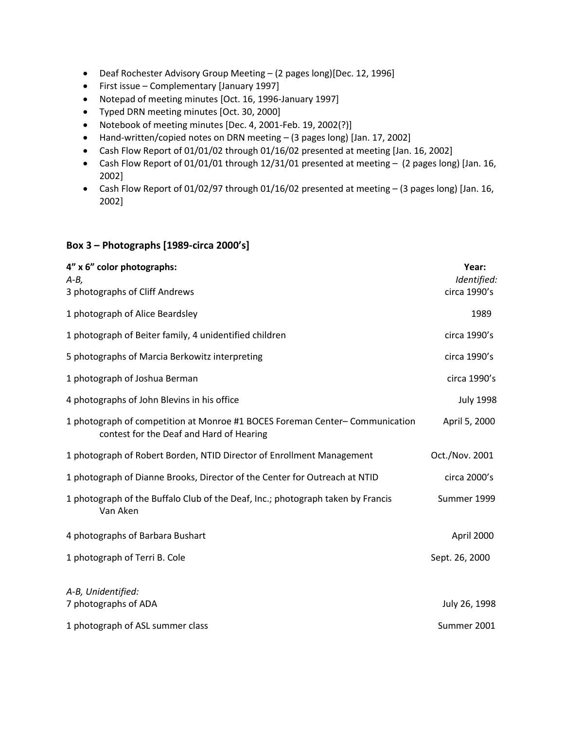- Deaf Rochester Advisory Group Meeting – (2 pages long)[Dec. 12, 1996]
- First issue – Complementary [January 1997]
- Notepad of meeting minutes [Oct. 16, 1996-January 1997]
- Typed DRN meeting minutes [Oct. 30, 2000]
- Notebook of meeting minutes [Dec. 4, 2001-Feb. 19, 2002(?)]
- Hand-written/copied notes on DRN meeting – (3 pages long) [Jan. 17, 2002]
- Cash Flow Report of 01/01/02 through 01/16/02 presented at meeting [Jan. 16, 2002]
- Cash Flow Report of 01/01/01 through 12/31/01 presented at meeting – (2 pages long) [Jan. 16, 2002]
- Cash Flow Report of 01/02/97 through 01/16/02 presented at meeting – (3 pages long) [Jan. 16, 2002]

## Box 3 – Photographs [1989-circa 2000's]

| **4" x 6" color photographs:** | **Year:** |
|---|---|
| *A-B, Identified:* | |
| 3 photographs of Cliff Andrews | circa 1990's |
| 1 photograph of Alice Beardsley | 1989 |
| 1 photograph of Beiter family, 4 unidentified children | circa 1990's |
| 5 photographs of Marcia Berkowitz interpreting | circa 1990's |
| 1 photograph of Joshua Berman | circa 1990's |
| 4 photographs of John Blevins in his office | July 1998 |
| 1 photograph of competition at Monroe #1 BOCES Foreman Center– Communication contest for the Deaf and Hard of Hearing | April 5, 2000 |
| 1 photograph of Robert Borden, NTID Director of Enrollment Management | Oct./Nov. 2001 |
| 1 photograph of Dianne Brooks, Director of the Center for Outreach at NTID | circa 2000's |
| 1 photograph of the Buffalo Club of the Deaf, Inc.; photograph taken by Francis Van Aken | Summer 1999 |
| 4 photographs of Barbara Bushart | April 2000 |
| 1 photograph of Terri B. Cole | Sept. 26, 2000 |
| *A-B, Unidentified:* | |
| 7 photographs of ADA | July 26, 1998 |
| 1 photograph of ASL summer class | Summer 2001 |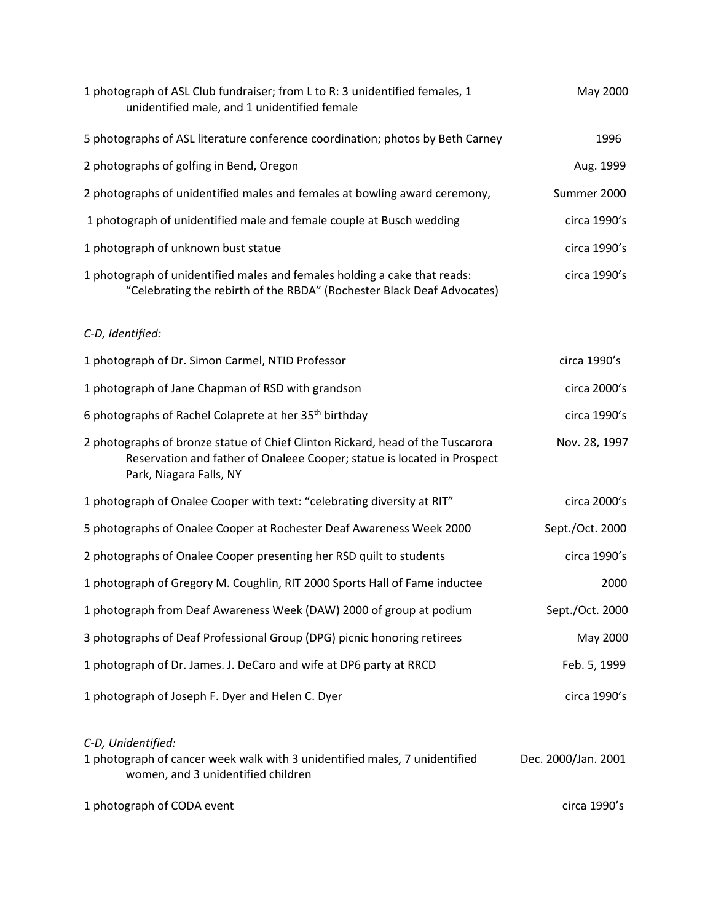| | |
|---|---|
| 1 photograph of ASL Club fundraiser; from L to R: 3 unidentified females, 1 unidentified male, and 1 unidentified female | May 2000 |
| 5 photographs of ASL literature conference coordination; photos by Beth Carney | 1996 |
| 2 photographs of golfing in Bend, Oregon | Aug. 1999 |
| 2 photographs of unidentified males and females at bowling award ceremony, | Summer 2000 |
| 1 photograph of unidentified male and female couple at Busch wedding | circa 1990's |
| 1 photograph of unknown bust statue | circa 1990's |
| 1 photograph of unidentified males and females holding a cake that reads: "Celebrating the rebirth of the RBDA" (Rochester Black Deaf Advocates) | circa 1990's |

*C-D, Identified:*

| | |
|---|---|
| 1 photograph of Dr. Simon Carmel, NTID Professor | circa 1990's |
| 1 photograph of Jane Chapman of RSD with grandson | circa 2000's |
| 6 photographs of Rachel Colaprete at her 35th birthday | circa 1990's |
| 2 photographs of bronze statue of Chief Clinton Rickard, head of the Tuscarora Reservation and father of Onaleee Cooper; statue is located in Prospect Park, Niagara Falls, NY | Nov. 28, 1997 |
| 1 photograph of Onalee Cooper with text: "celebrating diversity at RIT" | circa 2000's |
| 5 photographs of Onalee Cooper at Rochester Deaf Awareness Week 2000 | Sept./Oct. 2000 |
| 2 photographs of Onalee Cooper presenting her RSD quilt to students | circa 1990's |
| 1 photograph of Gregory M. Coughlin, RIT 2000 Sports Hall of Fame inductee | 2000 |
| 1 photograph from Deaf Awareness Week (DAW) 2000 of group at podium | Sept./Oct. 2000 |
| 3 photographs of Deaf Professional Group (DPG) picnic honoring retirees | May 2000 |
| 1 photograph of Dr. James. J. DeCaro and wife at DP6 party at RRCD | Feb. 5, 1999 |
| 1 photograph of Joseph F. Dyer and Helen C. Dyer | circa 1990's |

*C-D, Unidentified:*

| | |
|---|---|
| 1 photograph of cancer week walk with 3 unidentified males, 7 unidentified women, and 3 unidentified children | Dec. 2000/Jan. 2001 |
| 1 photograph of CODA event | circa 1990's |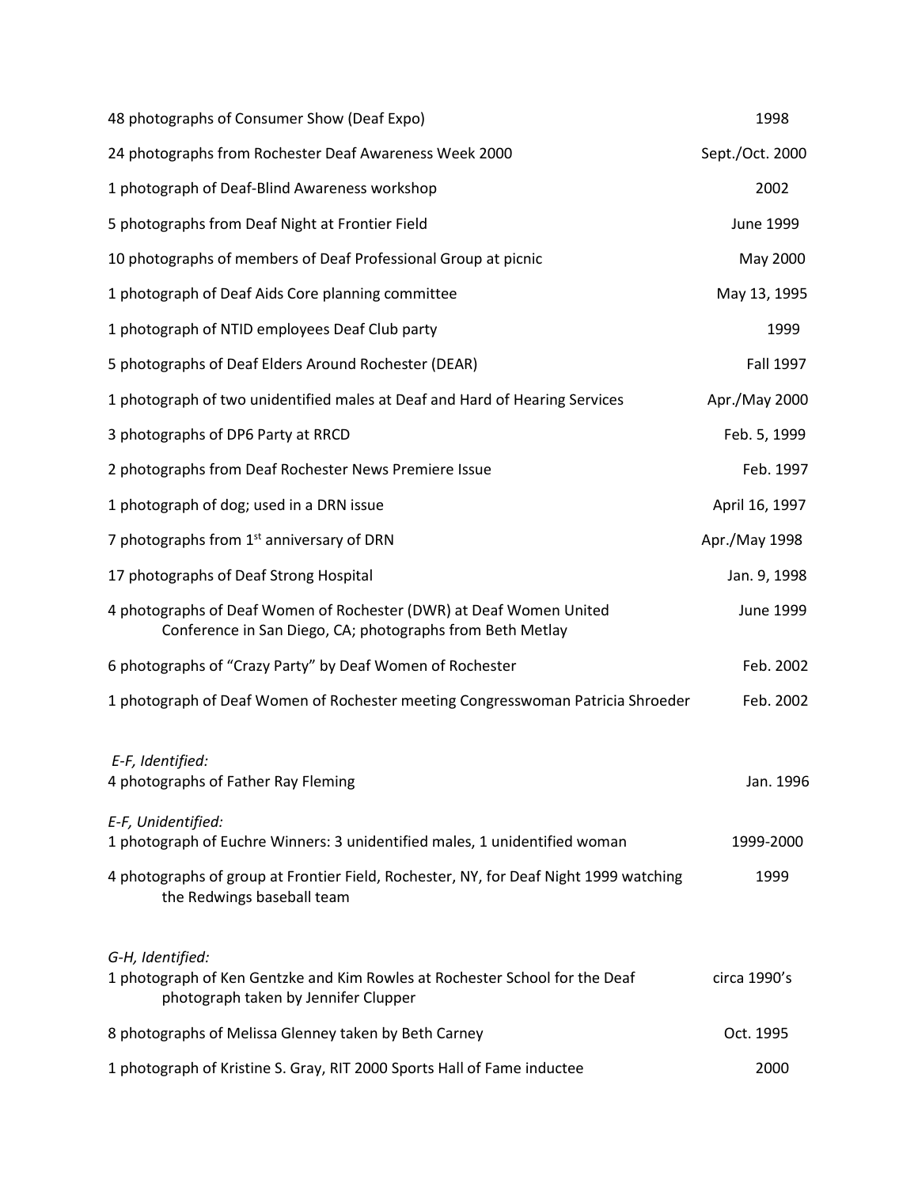| | |
|---|---|
| 48 photographs of Consumer Show (Deaf Expo) | 1998 |
| 24 photographs from Rochester Deaf Awareness Week 2000 | Sept./Oct. 2000 |
| 1 photograph of Deaf-Blind Awareness workshop | 2002 |
| 5 photographs from Deaf Night at Frontier Field | June 1999 |
| 10 photographs of members of Deaf Professional Group at picnic | May 2000 |
| 1 photograph of Deaf Aids Core planning committee | May 13, 1995 |
| 1 photograph of NTID employees Deaf Club party | 1999 |
| 5 photographs of Deaf Elders Around Rochester (DEAR) | Fall 1997 |
| 1 photograph of two unidentified males at Deaf and Hard of Hearing Services | Apr./May 2000 |
| 3 photographs of DP6 Party at RRCD | Feb. 5, 1999 |
| 2 photographs from Deaf Rochester News Premiere Issue | Feb. 1997 |
| 1 photograph of dog; used in a DRN issue | April 16, 1997 |
| 7 photographs from 1st anniversary of DRN | Apr./May 1998 |
| 17 photographs of Deaf Strong Hospital | Jan. 9, 1998 |
| 4 photographs of Deaf Women of Rochester (DWR) at Deaf Women United Conference in San Diego, CA; photographs from Beth Metlay | June 1999 |
| 6 photographs of "Crazy Party" by Deaf Women of Rochester | Feb. 2002 |
| 1 photograph of Deaf Women of Rochester meeting Congresswoman Patricia Shroeder | Feb. 2002 |

*E-F, Identified:*

| | |
|---|---|
| 4 photographs of Father Ray Fleming | Jan. 1996 |

*E-F, Unidentified:*

| | |
|---|---|
| 1 photograph of Euchre Winners: 3 unidentified males, 1 unidentified woman | 1999-2000 |
| 4 photographs of group at Frontier Field, Rochester, NY, for Deaf Night 1999 watching the Redwings baseball team | 1999 |

*G-H, Identified:*

| | |
|---|---|
| 1 photograph of Ken Gentzke and Kim Rowles at Rochester School for the Deaf photograph taken by Jennifer Clupper | circa 1990's |
| 8 photographs of Melissa Glenney taken by Beth Carney | Oct. 1995 |
| 1 photograph of Kristine S. Gray, RIT 2000 Sports Hall of Fame inductee | 2000 |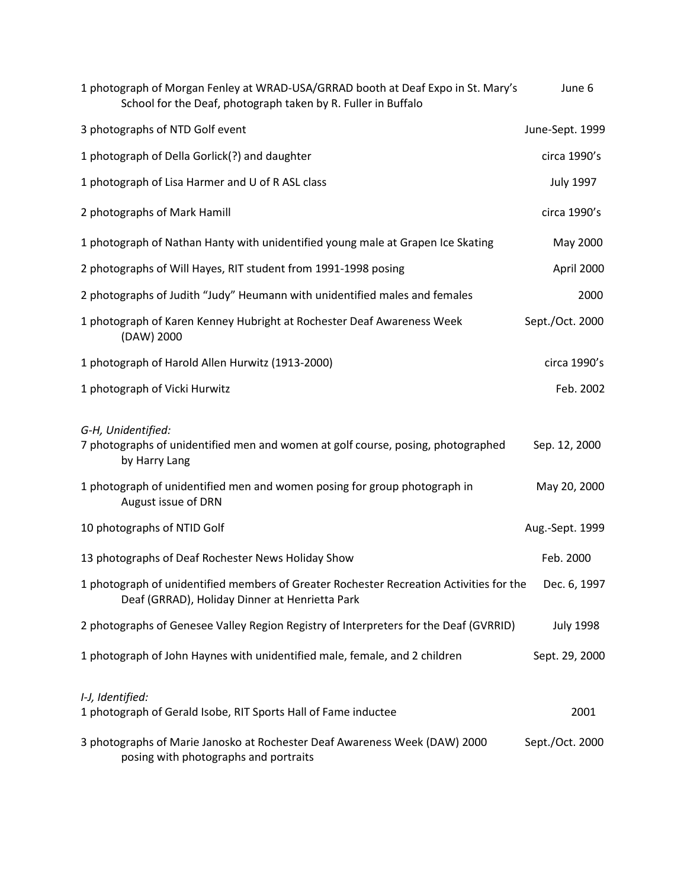| | |
|---|---|
| 1 photograph of Morgan Fenley at WRAD-USA/GRRAD booth at Deaf Expo in St. Mary's School for the Deaf, photograph taken by R. Fuller in Buffalo | June 6 |
| 3 photographs of NTD Golf event | June-Sept. 1999 |
| 1 photograph of Della Gorlick(?) and daughter | circa 1990's |
| 1 photograph of Lisa Harmer and U of R ASL class | July 1997 |
| 2 photographs of Mark Hamill | circa 1990's |
| 1 photograph of Nathan Hanty with unidentified young male at Grapen Ice Skating | May 2000 |
| 2 photographs of Will Hayes, RIT student from 1991-1998 posing | April 2000 |
| 2 photographs of Judith "Judy" Heumann with unidentified males and females | 2000 |
| 1 photograph of Karen Kenney Hubright at Rochester Deaf Awareness Week (DAW) 2000 | Sept./Oct. 2000 |
| 1 photograph of Harold Allen Hurwitz (1913-2000) | circa 1990's |
| 1 photograph of Vicki Hurwitz | Feb. 2002 |

*G-H, Unidentified:*

| | |
|---|---|
| 7 photographs of unidentified men and women at golf course, posing, photographed by Harry Lang | Sep. 12, 2000 |
| 1 photograph of unidentified men and women posing for group photograph in August issue of DRN | May 20, 2000 |
| 10 photographs of NTID Golf | Aug.-Sept. 1999 |
| 13 photographs of Deaf Rochester News Holiday Show | Feb. 2000 |
| 1 photograph of unidentified members of Greater Rochester Recreation Activities for the Deaf (GRRAD), Holiday Dinner at Henrietta Park | Dec. 6, 1997 |
| 2 photographs of Genesee Valley Region Registry of Interpreters for the Deaf (GVRRID) | July 1998 |
| 1 photograph of John Haynes with unidentified male, female, and 2 children | Sept. 29, 2000 |

*I-J, Identified:*

| | |
|---|---|
| 1 photograph of Gerald Isobe, RIT Sports Hall of Fame inductee | 2001 |
| 3 photographs of Marie Janosko at Rochester Deaf Awareness Week (DAW) 2000 posing with photographs and portraits | Sept./Oct. 2000 |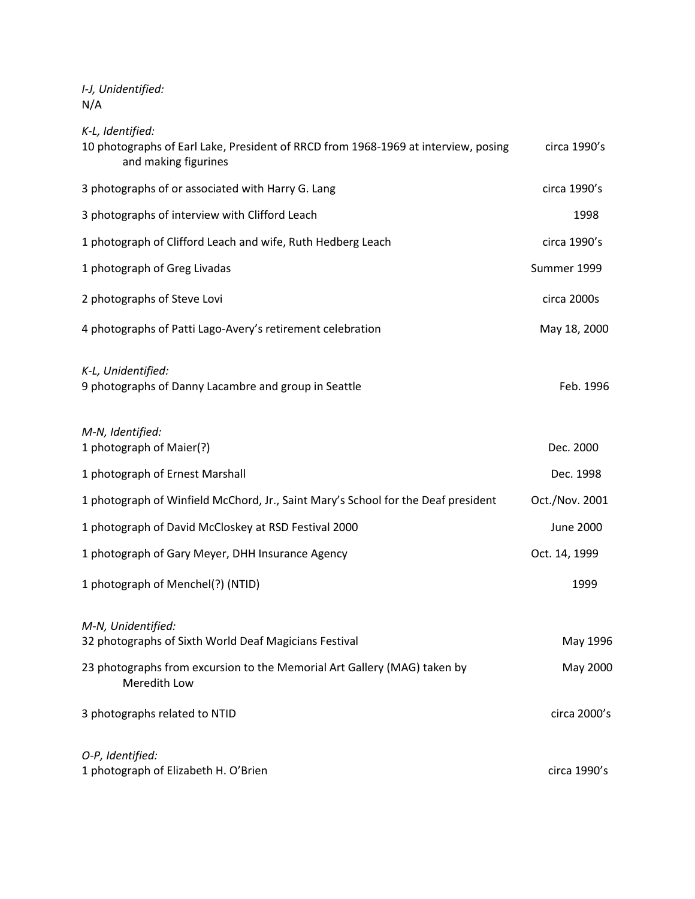*I-J, Unidentified:*
N/A

*K-L, Identified:*

| | |
|---|---|
| 10 photographs of Earl Lake, President of RRCD from 1968-1969 at interview, posing and making figurines | circa 1990's |
| 3 photographs of or associated with Harry G. Lang | circa 1990's |
| 3 photographs of interview with Clifford Leach | 1998 |
| 1 photograph of Clifford Leach and wife, Ruth Hedberg Leach | circa 1990's |
| 1 photograph of Greg Livadas | Summer 1999 |
| 2 photographs of Steve Lovi | circa 2000s |
| 4 photographs of Patti Lago-Avery's retirement celebration | May 18, 2000 |

*K-L, Unidentified:*

| | |
|---|---|
| 9 photographs of Danny Lacambre and group in Seattle | Feb. 1996 |

*M-N, Identified:*

| | |
|---|---|
| 1 photograph of Maier(?) | Dec. 2000 |
| 1 photograph of Ernest Marshall | Dec. 1998 |
| 1 photograph of Winfield McChord, Jr., Saint Mary's School for the Deaf president | Oct./Nov. 2001 |
| 1 photograph of David McCloskey at RSD Festival 2000 | June 2000 |
| 1 photograph of Gary Meyer, DHH Insurance Agency | Oct. 14, 1999 |
| 1 photograph of Menchel(?) (NTID) | 1999 |

*M-N, Unidentified:*

| | |
|---|---|
| 32 photographs of Sixth World Deaf Magicians Festival | May 1996 |
| 23 photographs from excursion to the Memorial Art Gallery (MAG) taken by Meredith Low | May 2000 |
| 3 photographs related to NTID | circa 2000's |

*O-P, Identified:*

| | |
|---|---|
| 1 photograph of Elizabeth H. O'Brien | circa 1990's |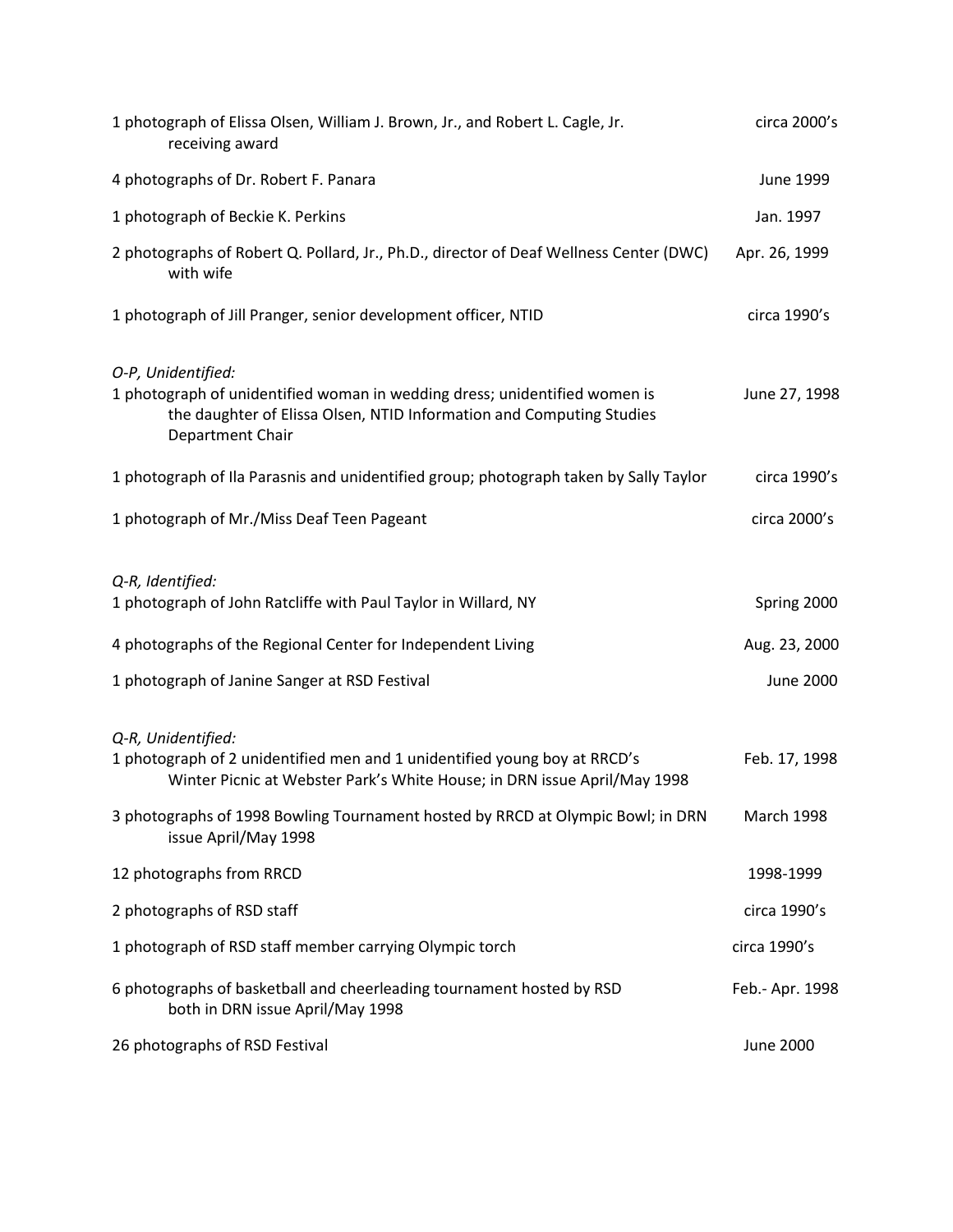| | |
|---|---|
| 1 photograph of Elissa Olsen, William J. Brown, Jr., and Robert L. Cagle, Jr. receiving award | circa 2000's |
| 4 photographs of Dr. Robert F. Panara | June 1999 |
| 1 photograph of Beckie K. Perkins | Jan. 1997 |
| 2 photographs of Robert Q. Pollard, Jr., Ph.D., director of Deaf Wellness Center (DWC) with wife | Apr. 26, 1999 |
| 1 photograph of Jill Pranger, senior development officer, NTID | circa 1990's |

*O-P, Unidentified:*

| | |
|---|---|
| 1 photograph of unidentified woman in wedding dress; unidentified women is the daughter of Elissa Olsen, NTID Information and Computing Studies Department Chair | June 27, 1998 |
| 1 photograph of Ila Parasnis and unidentified group; photograph taken by Sally Taylor | circa 1990's |
| 1 photograph of Mr./Miss Deaf Teen Pageant | circa 2000's |

*Q-R, Identified:*

| | |
|---|---|
| 1 photograph of John Ratcliffe with Paul Taylor in Willard, NY | Spring 2000 |
| 4 photographs of the Regional Center for Independent Living | Aug. 23, 2000 |
| 1 photograph of Janine Sanger at RSD Festival | June 2000 |

*Q-R, Unidentified:*

| | |
|---|---|
| 1 photograph of 2 unidentified men and 1 unidentified young boy at RRCD's Winter Picnic at Webster Park's White House; in DRN issue April/May 1998 | Feb. 17, 1998 |
| 3 photographs of 1998 Bowling Tournament hosted by RRCD at Olympic Bowl; in DRN issue April/May 1998 | March 1998 |
| 12 photographs from RRCD | 1998-1999 |
| 2 photographs of RSD staff | circa 1990's |
| 1 photograph of RSD staff member carrying Olympic torch | circa 1990's |
| 6 photographs of basketball and cheerleading tournament hosted by RSD both in DRN issue April/May 1998 | Feb.- Apr. 1998 |
| 26 photographs of RSD Festival | June 2000 |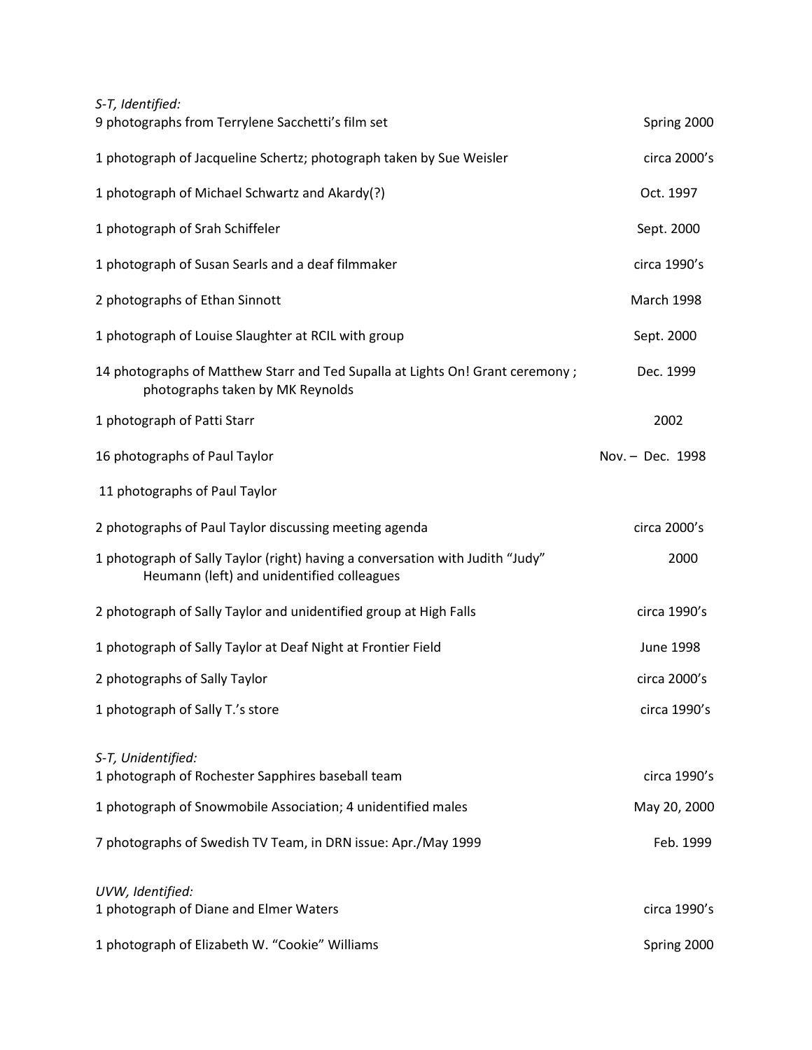*S-T, Identified:*

| | |
|---|---|
| 9 photographs from Terrylene Sacchetti's film set | Spring 2000 |
| 1 photograph of Jacqueline Schertz; photograph taken by Sue Weisler | circa 2000's |
| 1 photograph of Michael Schwartz and Akardy(?) | Oct. 1997 |
| 1 photograph of Srah Schiffeler | Sept. 2000 |
| 1 photograph of Susan Searls and a deaf filmmaker | circa 1990's |
| 2 photographs of Ethan Sinnott | March 1998 |
| 1 photograph of Louise Slaughter at RCIL with group | Sept. 2000 |
| 14 photographs of Matthew Starr and Ted Supalla at Lights On! Grant ceremony ; photographs taken by MK Reynolds | Dec. 1999 |
| 1 photograph of Patti Starr | 2002 |
| 16 photographs of Paul Taylor | Nov. – Dec. 1998 |
| 11 photographs of Paul Taylor | |
| 2 photographs of Paul Taylor discussing meeting agenda | circa 2000's |
| 1 photograph of Sally Taylor (right) having a conversation with Judith "Judy" Heumann (left) and unidentified colleagues | 2000 |
| 2 photograph of Sally Taylor and unidentified group at High Falls | circa 1990's |
| 1 photograph of Sally Taylor at Deaf Night at Frontier Field | June 1998 |
| 2 photographs of Sally Taylor | circa 2000's |
| 1 photograph of Sally T.'s store | circa 1990's |

*S-T, Unidentified:*

| | |
|---|---|
| 1 photograph of Rochester Sapphires baseball team | circa 1990's |
| 1 photograph of Snowmobile Association; 4 unidentified males | May 20, 2000 |
| 7 photographs of Swedish TV Team, in DRN issue: Apr./May 1999 | Feb. 1999 |

*UVW, Identified:*

| | |
|---|---|
| 1 photograph of Diane and Elmer Waters | circa 1990's |
| 1 photograph of Elizabeth W. "Cookie" Williams | Spring 2000 |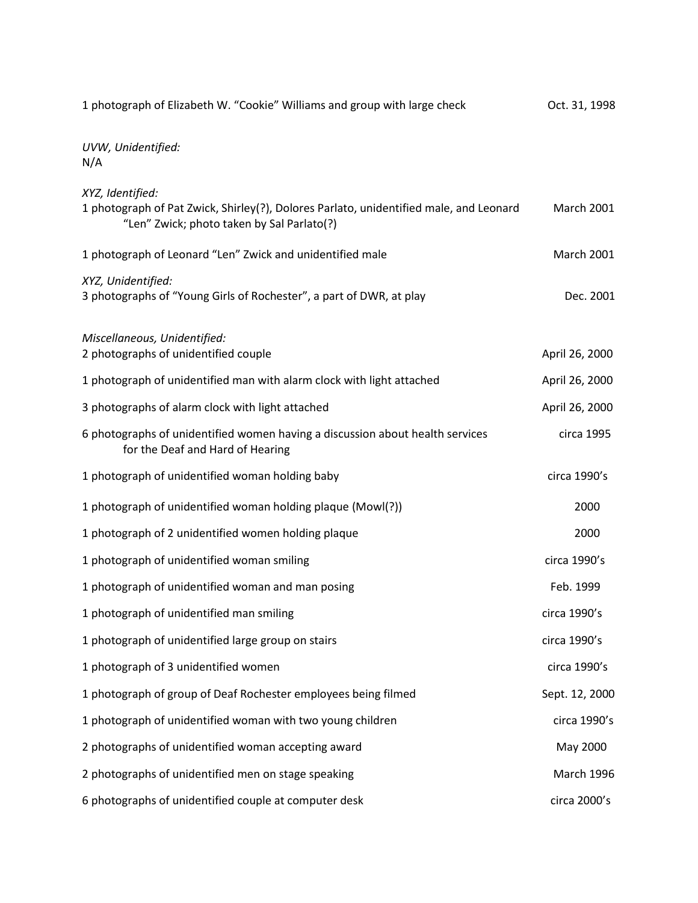1 photograph of Elizabeth W. "Cookie" Williams and group with large check — Oct. 31, 1998

*UVW, Unidentified:*
N/A

*XYZ, Identified:*

1 photograph of Pat Zwick, Shirley(?), Dolores Parlato, unidentified male, and Leonard "Len" Zwick; photo taken by Sal Parlato(?) — March 2001

1 photograph of Leonard "Len" Zwick and unidentified male — March 2001

*XYZ, Unidentified:*

3 photographs of "Young Girls of Rochester", a part of DWR, at play — Dec. 2001

*Miscellaneous, Unidentified:*

2 photographs of unidentified couple — April 26, 2000

1 photograph of unidentified man with alarm clock with light attached — April 26, 2000

3 photographs of alarm clock with light attached — April 26, 2000

6 photographs of unidentified women having a discussion about health services for the Deaf and Hard of Hearing — circa 1995

1 photograph of unidentified woman holding baby — circa 1990's

1 photograph of unidentified woman holding plaque (Mowl(?)) — 2000

1 photograph of 2 unidentified women holding plaque — 2000

1 photograph of unidentified woman smiling — circa 1990's

1 photograph of unidentified woman and man posing — Feb. 1999

1 photograph of unidentified man smiling — circa 1990's

1 photograph of unidentified large group on stairs — circa 1990's

1 photograph of 3 unidentified women — circa 1990's

1 photograph of group of Deaf Rochester employees being filmed — Sept. 12, 2000

1 photograph of unidentified woman with two young children — circa 1990's

2 photographs of unidentified woman accepting award — May 2000

2 photographs of unidentified men on stage speaking — March 1996

6 photographs of unidentified couple at computer desk — circa 2000's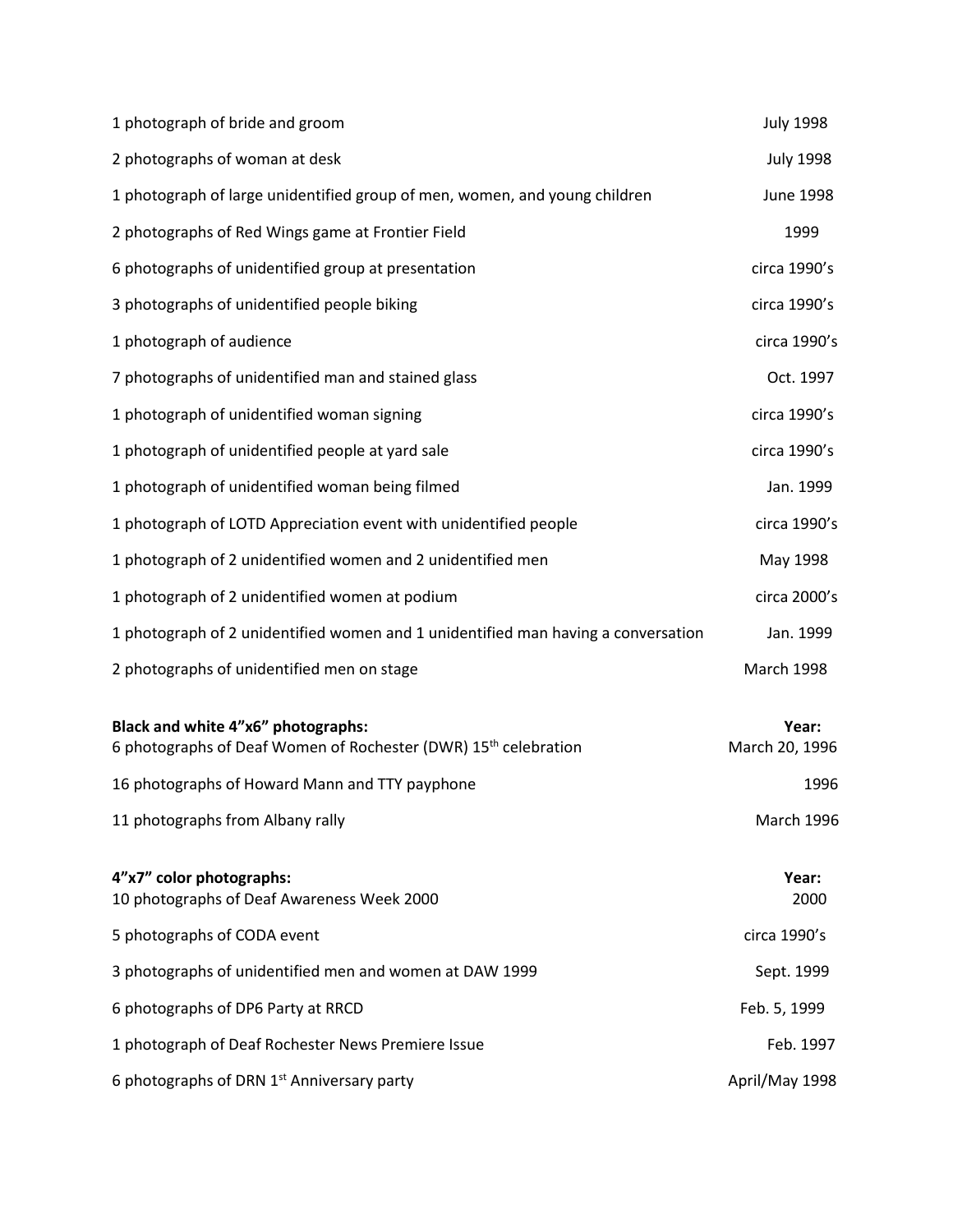| | |
|---|---|
| 1 photograph of bride and groom | July 1998 |
| 2 photographs of woman at desk | July 1998 |
| 1 photograph of large unidentified group of men, women, and young children | June 1998 |
| 2 photographs of Red Wings game at Frontier Field | 1999 |
| 6 photographs of unidentified group at presentation | circa 1990's |
| 3 photographs of unidentified people biking | circa 1990's |
| 1 photograph of audience | circa 1990's |
| 7 photographs of unidentified man and stained glass | Oct. 1997 |
| 1 photograph of unidentified woman signing | circa 1990's |
| 1 photograph of unidentified people at yard sale | circa 1990's |
| 1 photograph of unidentified woman being filmed | Jan. 1999 |
| 1 photograph of LOTD Appreciation event with unidentified people | circa 1990's |
| 1 photograph of 2 unidentified women and 2 unidentified men | May 1998 |
| 1 photograph of 2 unidentified women at podium | circa 2000's |
| 1 photograph of 2 unidentified women and 1 unidentified man having a conversation | Jan. 1999 |
| 2 photographs of unidentified men on stage | March 1998 |

| **Black and white 4"x6" photographs:** | **Year:** |
|---|---|
| 6 photographs of Deaf Women of Rochester (DWR) 15th celebration | March 20, 1996 |
| 16 photographs of Howard Mann and TTY payphone | 1996 |
| 11 photographs from Albany rally | March 1996 |

| **4"x7" color photographs:** | **Year:** |
|---|---|
| 10 photographs of Deaf Awareness Week 2000 | 2000 |
| 5 photographs of CODA event | circa 1990's |
| 3 photographs of unidentified men and women at DAW 1999 | Sept. 1999 |
| 6 photographs of DP6 Party at RRCD | Feb. 5, 1999 |
| 1 photograph of Deaf Rochester News Premiere Issue | Feb. 1997 |
| 6 photographs of DRN 1st Anniversary party | April/May 1998 |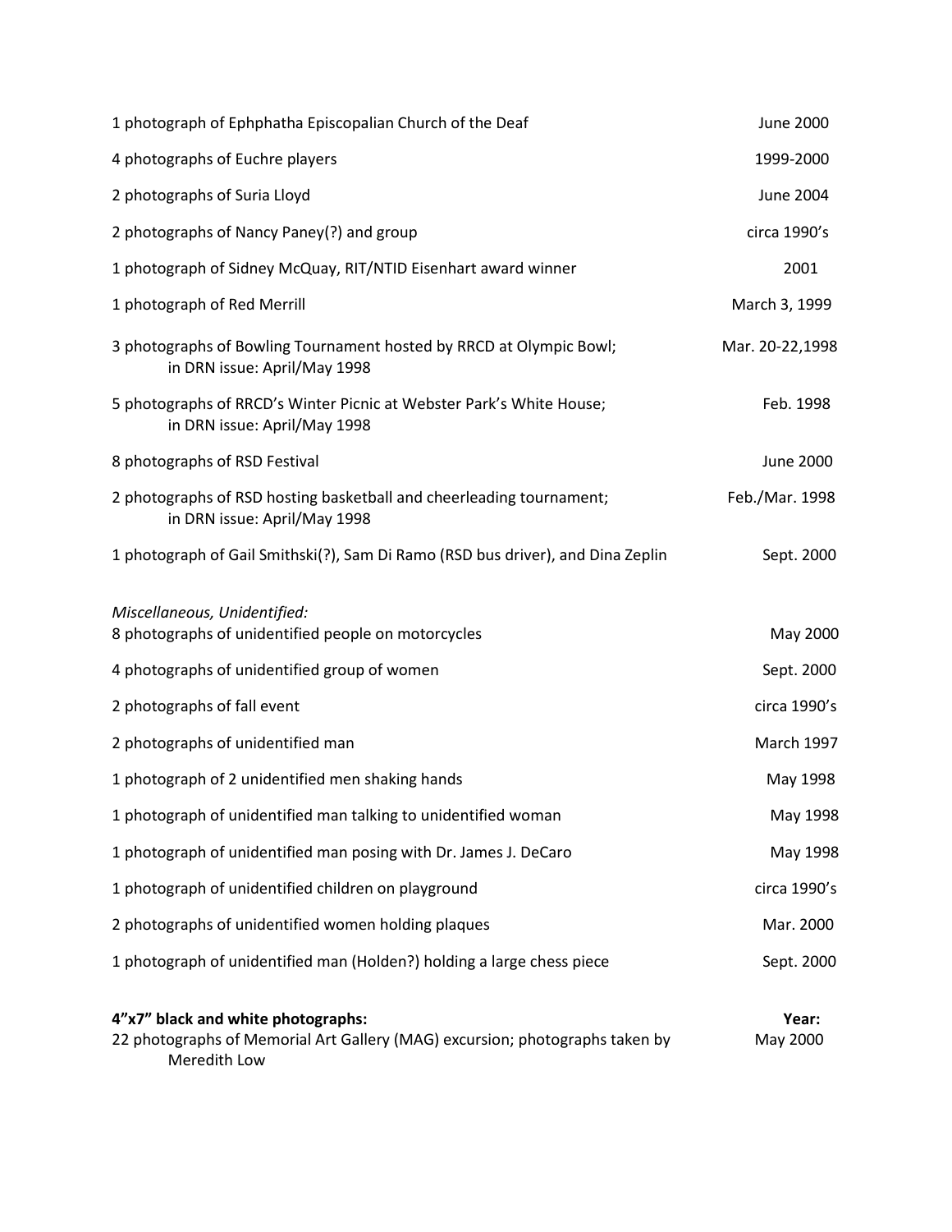| | |
|---|---|
| 1 photograph of Ephphatha Episcopalian Church of the Deaf | June 2000 |
| 4 photographs of Euchre players | 1999-2000 |
| 2 photographs of Suria Lloyd | June 2004 |
| 2 photographs of Nancy Paney(?) and group | circa 1990's |
| 1 photograph of Sidney McQuay, RIT/NTID Eisenhart award winner | 2001 |
| 1 photograph of Red Merrill | March 3, 1999 |
| 3 photographs of Bowling Tournament hosted by RRCD at Olympic Bowl; in DRN issue: April/May 1998 | Mar. 20-22,1998 |
| 5 photographs of RRCD's Winter Picnic at Webster Park's White House; in DRN issue: April/May 1998 | Feb. 1998 |
| 8 photographs of RSD Festival | June 2000 |
| 2 photographs of RSD hosting basketball and cheerleading tournament; in DRN issue: April/May 1998 | Feb./Mar. 1998 |
| 1 photograph of Gail Smithski(?), Sam Di Ramo (RSD bus driver), and Dina Zeplin | Sept. 2000 |

*Miscellaneous, Unidentified:*

| | |
|---|---|
| 8 photographs of unidentified people on motorcycles | May 2000 |
| 4 photographs of unidentified group of women | Sept. 2000 |
| 2 photographs of fall event | circa 1990's |
| 2 photographs of unidentified man | March 1997 |
| 1 photograph of 2 unidentified men shaking hands | May 1998 |
| 1 photograph of unidentified man talking to unidentified woman | May 1998 |
| 1 photograph of unidentified man posing with Dr. James J. DeCaro | May 1998 |
| 1 photograph of unidentified children on playground | circa 1990's |
| 2 photographs of unidentified women holding plaques | Mar. 2000 |
| 1 photograph of unidentified man (Holden?) holding a large chess piece | Sept. 2000 |

| **4"x7" black and white photographs:** | **Year:** |
|---|---|
| 22 photographs of Memorial Art Gallery (MAG) excursion; photographs taken by Meredith Low | May 2000 |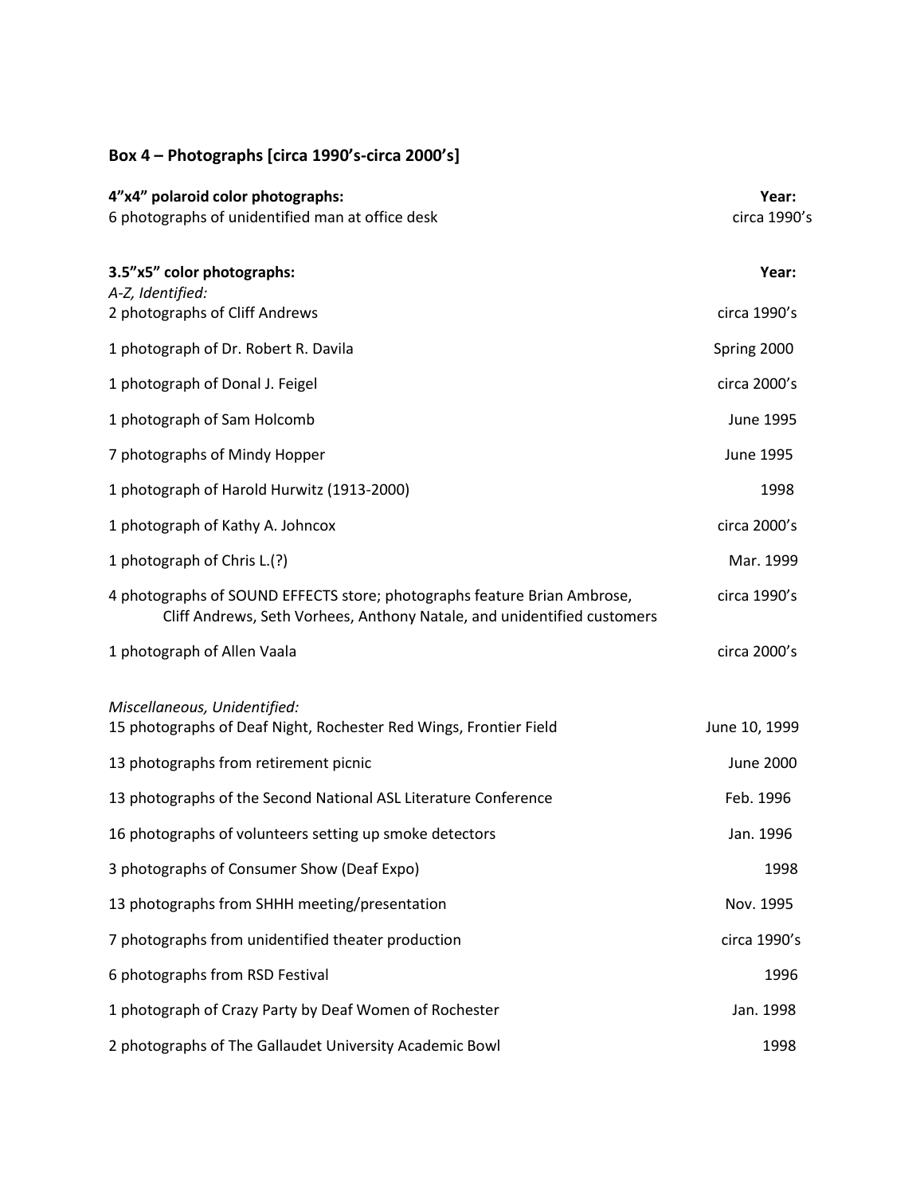## Box 4 – Photographs [circa 1990's-circa 2000's]

| **4"x4" polaroid color photographs:** | **Year:** |
|---|---|
| 6 photographs of unidentified man at office desk | circa 1990's |

| **3.5"x5" color photographs:** | **Year:** |
|---|---|
| *A-Z, Identified:* | |
| 2 photographs of Cliff Andrews | circa 1990's |
| 1 photograph of Dr. Robert R. Davila | Spring 2000 |
| 1 photograph of Donal J. Feigel | circa 2000's |
| 1 photograph of Sam Holcomb | June 1995 |
| 7 photographs of Mindy Hopper | June 1995 |
| 1 photograph of Harold Hurwitz (1913-2000) | 1998 |
| 1 photograph of Kathy A. Johncox | circa 2000's |
| 1 photograph of Chris L.(?) | Mar. 1999 |
| 4 photographs of SOUND EFFECTS store; photographs feature Brian Ambrose, Cliff Andrews, Seth Vorhees, Anthony Natale, and unidentified customers | circa 1990's |
| 1 photograph of Allen Vaala | circa 2000's |
| *Miscellaneous, Unidentified:* | |
| 15 photographs of Deaf Night, Rochester Red Wings, Frontier Field | June 10, 1999 |
| 13 photographs from retirement picnic | June 2000 |
| 13 photographs of the Second National ASL Literature Conference | Feb. 1996 |
| 16 photographs of volunteers setting up smoke detectors | Jan. 1996 |
| 3 photographs of Consumer Show (Deaf Expo) | 1998 |
| 13 photographs from SHHH meeting/presentation | Nov. 1995 |
| 7 photographs from unidentified theater production | circa 1990's |
| 6 photographs from RSD Festival | 1996 |
| 1 photograph of Crazy Party by Deaf Women of Rochester | Jan. 1998 |
| 2 photographs of The Gallaudet University Academic Bowl | 1998 |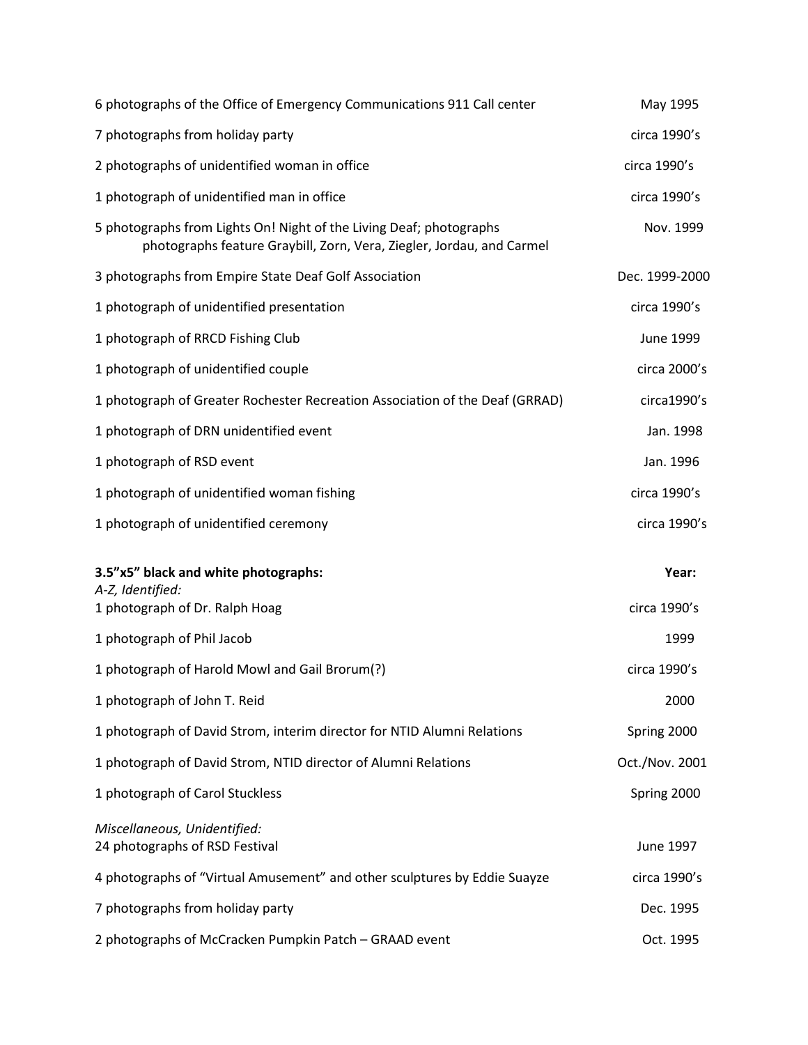| | |
|---|---|
| 6 photographs of the Office of Emergency Communications 911 Call center | May 1995 |
| 7 photographs from holiday party | circa 1990's |
| 2 photographs of unidentified woman in office | circa 1990's |
| 1 photograph of unidentified man in office | circa 1990's |
| 5 photographs from Lights On! Night of the Living Deaf; photographs photographs feature Graybill, Zorn, Vera, Ziegler, Jordau, and Carmel | Nov. 1999 |
| 3 photographs from Empire State Deaf Golf Association | Dec. 1999-2000 |
| 1 photograph of unidentified presentation | circa 1990's |
| 1 photograph of RRCD Fishing Club | June 1999 |
| 1 photograph of unidentified couple | circa 2000's |
| 1 photograph of Greater Rochester Recreation Association of the Deaf (GRRAD) | circa1990's |
| 1 photograph of DRN unidentified event | Jan. 1998 |
| 1 photograph of RSD event | Jan. 1996 |
| 1 photograph of unidentified woman fishing | circa 1990's |
| 1 photograph of unidentified ceremony | circa 1990's |

| **3.5"x5" black and white photographs:** | **Year:** |
|---|---|
| *A-Z, Identified:* | |
| 1 photograph of Dr. Ralph Hoag | circa 1990's |
| 1 photograph of Phil Jacob | 1999 |
| 1 photograph of Harold Mowl and Gail Brorum(?) | circa 1990's |
| 1 photograph of John T. Reid | 2000 |
| 1 photograph of David Strom, interim director for NTID Alumni Relations | Spring 2000 |
| 1 photograph of David Strom, NTID director of Alumni Relations | Oct./Nov. 2001 |
| 1 photograph of Carol Stuckless | Spring 2000 |
| *Miscellaneous, Unidentified:* | |
| 24 photographs of RSD Festival | June 1997 |
| 4 photographs of "Virtual Amusement" and other sculptures by Eddie Suayze | circa 1990's |
| 7 photographs from holiday party | Dec. 1995 |
| 2 photographs of McCracken Pumpkin Patch – GRAAD event | Oct. 1995 |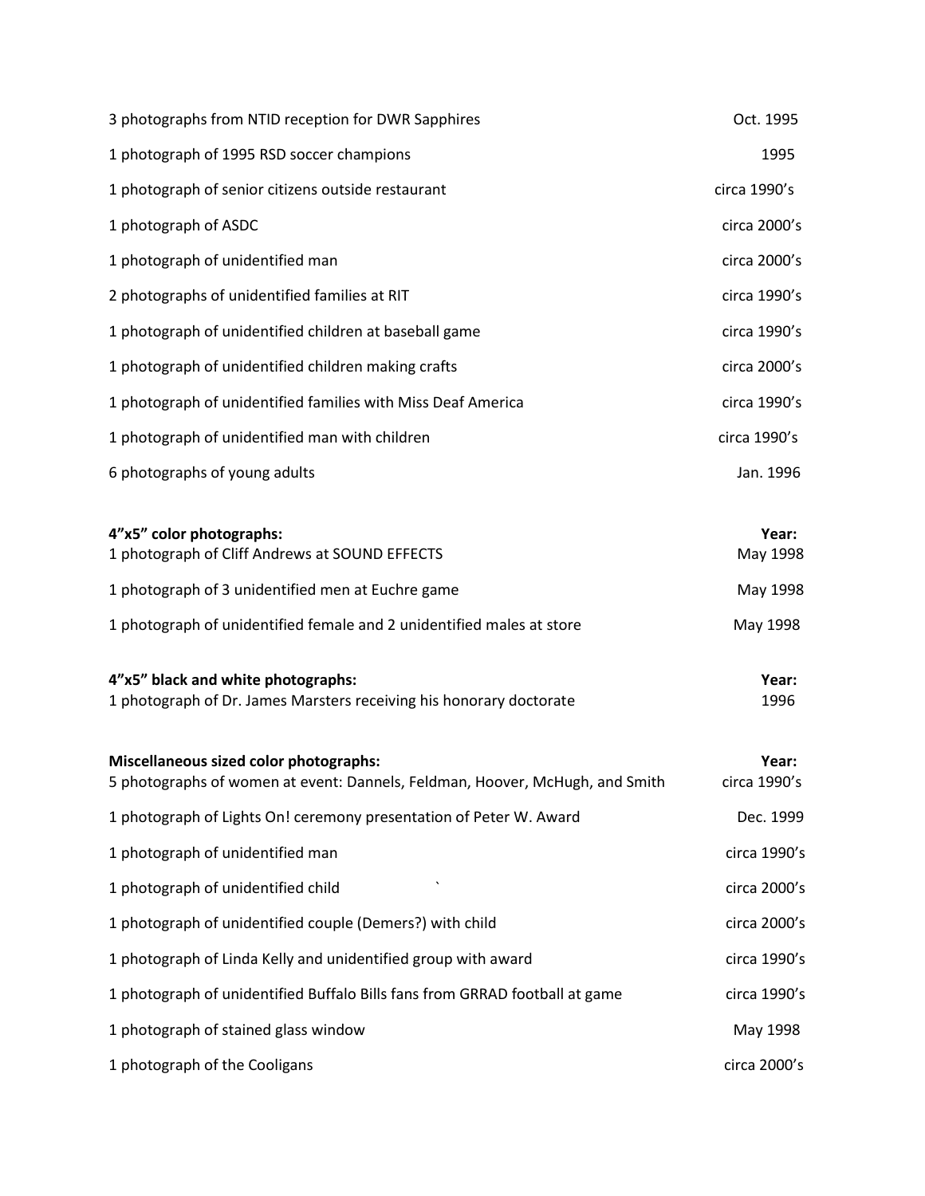| | |
|---|---|
| 3 photographs from NTID reception for DWR Sapphires | Oct. 1995 |
| 1 photograph of 1995 RSD soccer champions | 1995 |
| 1 photograph of senior citizens outside restaurant | circa 1990's |
| 1 photograph of ASDC | circa 2000's |
| 1 photograph of unidentified man | circa 2000's |
| 2 photographs of unidentified families at RIT | circa 1990's |
| 1 photograph of unidentified children at baseball game | circa 1990's |
| 1 photograph of unidentified children making crafts | circa 2000's |
| 1 photograph of unidentified families with Miss Deaf America | circa 1990's |
| 1 photograph of unidentified man with children | circa 1990's |
| 6 photographs of young adults | Jan. 1996 |

| **4"x5" color photographs:** | **Year:** |
|---|---|
| 1 photograph of Cliff Andrews at SOUND EFFECTS | May 1998 |
| 1 photograph of 3 unidentified men at Euchre game | May 1998 |
| 1 photograph of unidentified female and 2 unidentified males at store | May 1998 |

| **4"x5" black and white photographs:** | **Year:** |
|---|---|
| 1 photograph of Dr. James Marsters receiving his honorary doctorate | 1996 |

| **Miscellaneous sized color photographs:** | **Year:** |
|---|---|
| 5 photographs of women at event: Dannels, Feldman, Hoover, McHugh, and Smith | circa 1990's |
| 1 photograph of Lights On! ceremony presentation of Peter W. Award | Dec. 1999 |
| 1 photograph of unidentified man | circa 1990's |
| 1 photograph of unidentified child | circa 2000's |
| 1 photograph of unidentified couple (Demers?) with child | circa 2000's |
| 1 photograph of Linda Kelly and unidentified group with award | circa 1990's |
| 1 photograph of unidentified Buffalo Bills fans from GRRAD football at game | circa 1990's |
| 1 photograph of stained glass window | May 1998 |
| 1 photograph of the Cooligans | circa 2000's |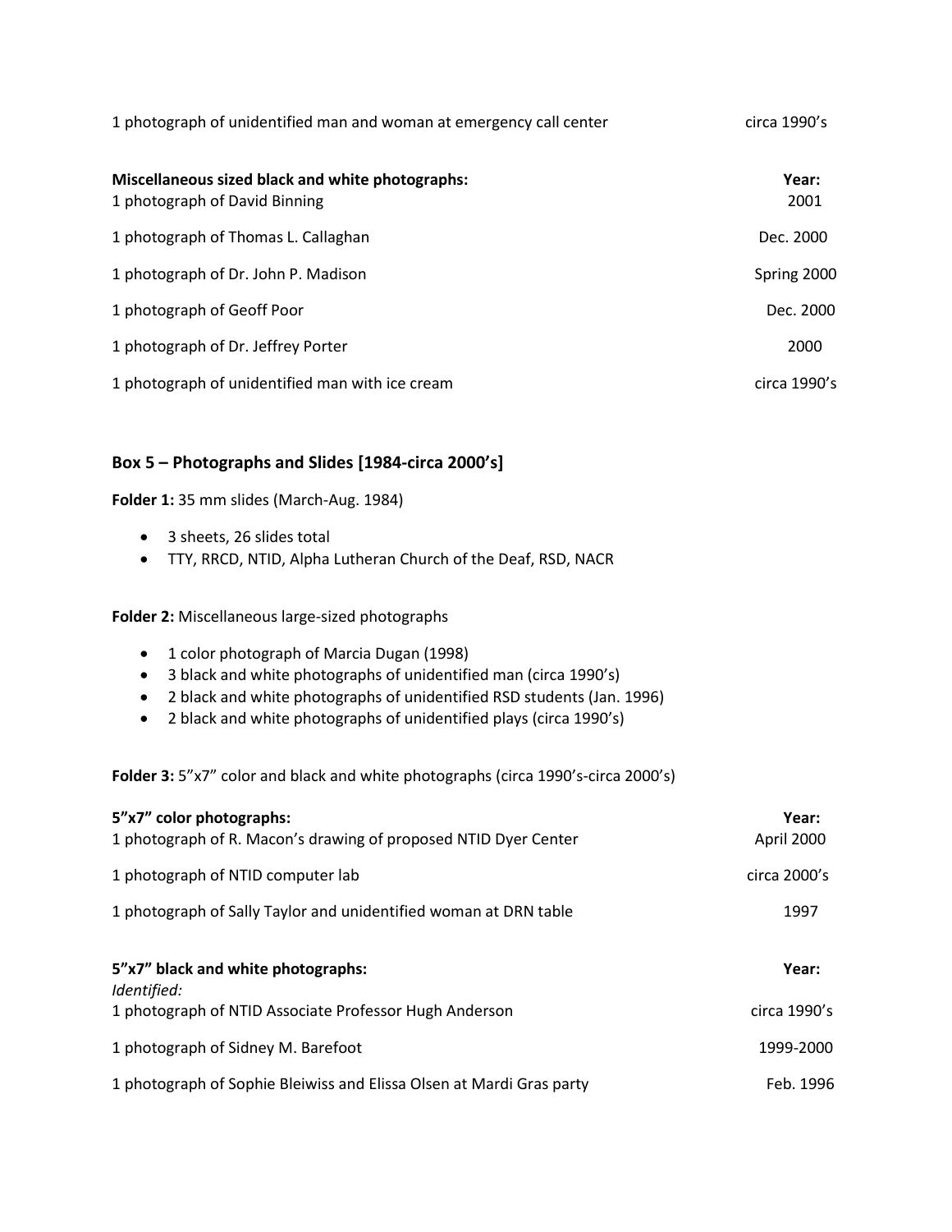| | |
|---|---|
| 1 photograph of unidentified man and woman at emergency call center | circa 1990's |

| **Miscellaneous sized black and white photographs:** | **Year:** |
|---|---|
| 1 photograph of David Binning | 2001 |
| 1 photograph of Thomas L. Callaghan | Dec. 2000 |
| 1 photograph of Dr. John P. Madison | Spring 2000 |
| 1 photograph of Geoff Poor | Dec. 2000 |
| 1 photograph of Dr. Jeffrey Porter | 2000 |
| 1 photograph of unidentified man with ice cream | circa 1990's |

### Box 5 – Photographs and Slides [1984-circa 2000's]

**Folder 1:** 35 mm slides (March-Aug. 1984)

- 3 sheets, 26 slides total
- TTY, RRCD, NTID, Alpha Lutheran Church of the Deaf, RSD, NACR

**Folder 2:** Miscellaneous large-sized photographs

- 1 color photograph of Marcia Dugan (1998)
- 3 black and white photographs of unidentified man (circa 1990's)
- 2 black and white photographs of unidentified RSD students (Jan. 1996)
- 2 black and white photographs of unidentified plays (circa 1990's)

**Folder 3:** 5"x7" color and black and white photographs (circa 1990's-circa 2000's)

| **5"x7" color photographs:** | **Year:** |
|---|---|
| 1 photograph of R. Macon's drawing of proposed NTID Dyer Center | April 2000 |
| 1 photograph of NTID computer lab | circa 2000's |
| 1 photograph of Sally Taylor and unidentified woman at DRN table | 1997 |

| **5"x7" black and white photographs:** | **Year:** |
|---|---|
| *Identified:* | |
| 1 photograph of NTID Associate Professor Hugh Anderson | circa 1990's |
| 1 photograph of Sidney M. Barefoot | 1999-2000 |
| 1 photograph of Sophie Bleiwiss and Elissa Olsen at Mardi Gras party | Feb. 1996 |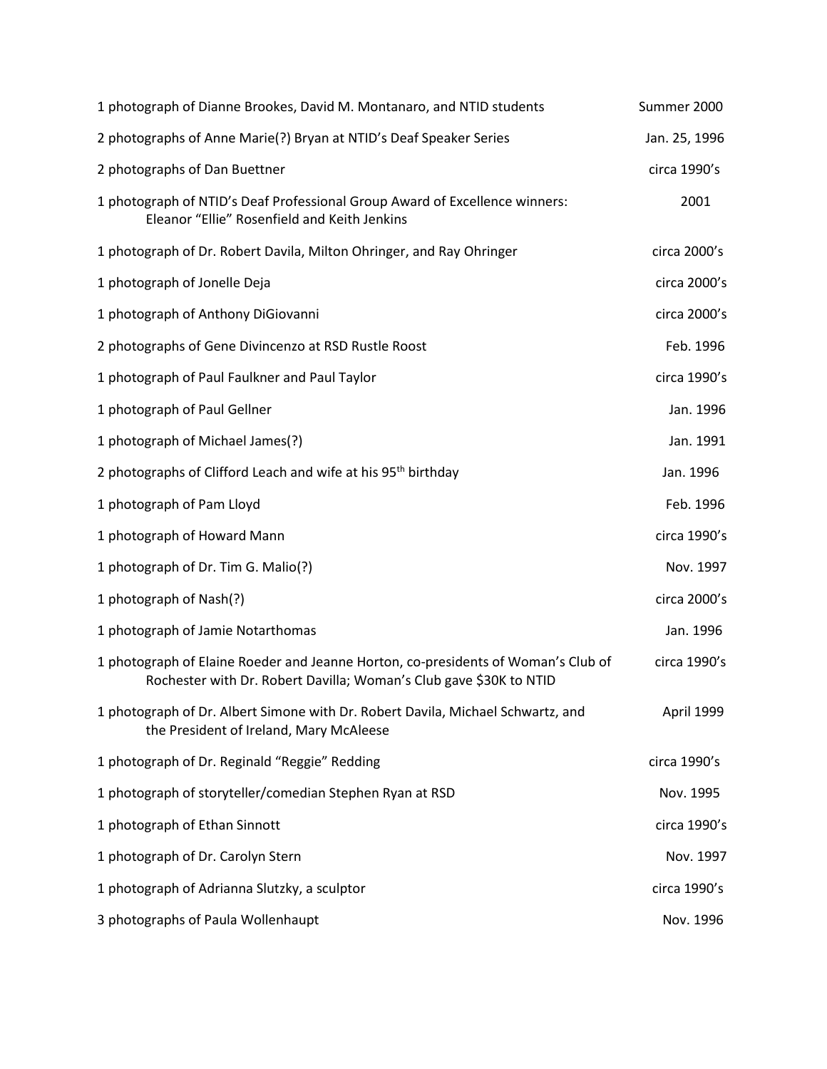| Description | Date |
| --- | --- |
| 1 photograph of Dianne Brookes, David M. Montanaro, and NTID students | Summer 2000 |
| 2 photographs of Anne Marie(?) Bryan at NTID's Deaf Speaker Series | Jan. 25, 1996 |
| 2 photographs of Dan Buettner | circa 1990's |
| 1 photograph of NTID's Deaf Professional Group Award of Excellence winners: Eleanor "Ellie" Rosenfield and Keith Jenkins | 2001 |
| 1 photograph of Dr. Robert Davila, Milton Ohringer, and Ray Ohringer | circa 2000's |
| 1 photograph of Jonelle Deja | circa 2000's |
| 1 photograph of Anthony DiGiovanni | circa 2000's |
| 2 photographs of Gene Divincenzo at RSD Rustle Roost | Feb. 1996 |
| 1 photograph of Paul Faulkner and Paul Taylor | circa 1990's |
| 1 photograph of Paul Gellner | Jan. 1996 |
| 1 photograph of Michael James(?) | Jan. 1991 |
| 2 photographs of Clifford Leach and wife at his 95th birthday | Jan. 1996 |
| 1 photograph of Pam Lloyd | Feb. 1996 |
| 1 photograph of Howard Mann | circa 1990's |
| 1 photograph of Dr. Tim G. Malio(?) | Nov. 1997 |
| 1 photograph of Nash(?) | circa 2000's |
| 1 photograph of Jamie Notarthomas | Jan. 1996 |
| 1 photograph of Elaine Roeder and Jeanne Horton, co-presidents of Woman's Club of Rochester with Dr. Robert Davilla; Woman's Club gave $30K to NTID | circa 1990's |
| 1 photograph of Dr. Albert Simone with Dr. Robert Davila, Michael Schwartz, and the President of Ireland, Mary McAleese | April 1999 |
| 1 photograph of Dr. Reginald "Reggie" Redding | circa 1990's |
| 1 photograph of storyteller/comedian Stephen Ryan at RSD | Nov. 1995 |
| 1 photograph of Ethan Sinnott | circa 1990's |
| 1 photograph of Dr. Carolyn Stern | Nov. 1997 |
| 1 photograph of Adrianna Slutzky, a sculptor | circa 1990's |
| 3 photographs of Paula Wollenhaupt | Nov. 1996 |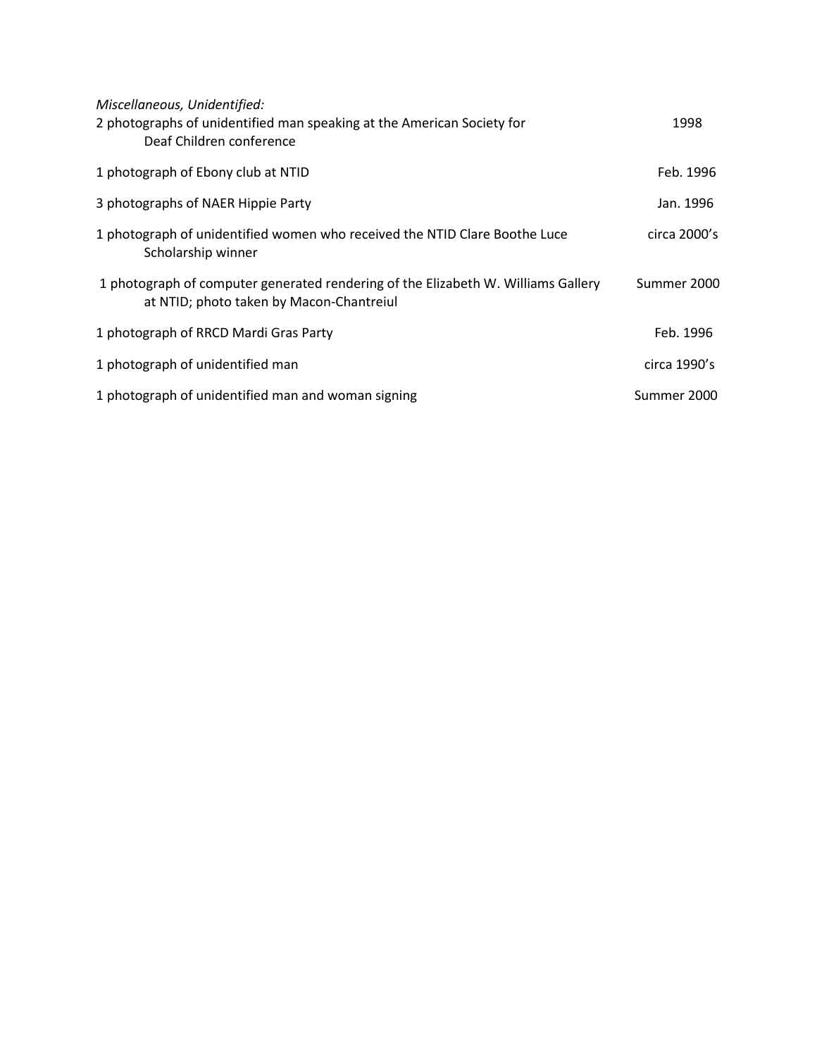*Miscellaneous, Unidentified:*

| | |
|---|---|
| 2 photographs of unidentified man speaking at the American Society for Deaf Children conference | 1998 |
| 1 photograph of Ebony club at NTID | Feb. 1996 |
| 3 photographs of NAER Hippie Party | Jan. 1996 |
| 1 photograph of unidentified women who received the NTID Clare Boothe Luce Scholarship winner | circa 2000's |
| 1 photograph of computer generated rendering of the Elizabeth W. Williams Gallery at NTID; photo taken by Macon-Chantreiul | Summer 2000 |
| 1 photograph of RRCD Mardi Gras Party | Feb. 1996 |
| 1 photograph of unidentified man | circa 1990's |
| 1 photograph of unidentified man and woman signing | Summer 2000 |